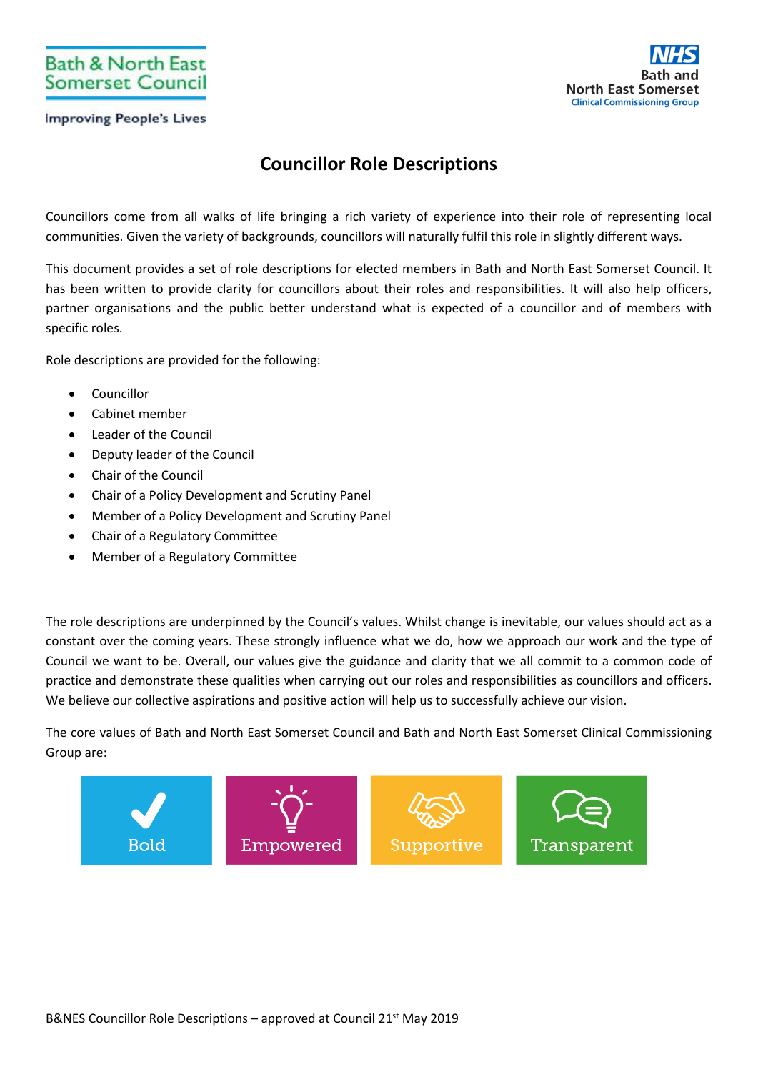Bath & North East Somerset Council

Improving People's Lives

NHS Bath and North East Somerset Clinical Commissioning Group

# Councillor Role Descriptions

Councillors come from all walks of life bringing a rich variety of experience into their role of representing local communities. Given the variety of backgrounds, councillors will naturally fulfil this role in slightly different ways.

This document provides a set of role descriptions for elected members in Bath and North East Somerset Council. It has been written to provide clarity for councillors about their roles and responsibilities. It will also help officers, partner organisations and the public better understand what is expected of a councillor and of members with specific roles.

Role descriptions are provided for the following:

- Councillor
- Cabinet member
- Leader of the Council
- Deputy leader of the Council
- Chair of the Council
- Chair of a Policy Development and Scrutiny Panel
- Member of a Policy Development and Scrutiny Panel
- Chair of a Regulatory Committee
- Member of a Regulatory Committee

The role descriptions are underpinned by the Council's values. Whilst change is inevitable, our values should act as a constant over the coming years. These strongly influence what we do, how we approach our work and the type of Council we want to be. Overall, our values give the guidance and clarity that we all commit to a common code of practice and demonstrate these qualities when carrying out our roles and responsibilities as councillors and officers. We believe our collective aspirations and positive action will help us to successfully achieve our vision.

The core values of Bath and North East Somerset Council and Bath and North East Somerset Clinical Commissioning Group are:

Bold

Empowered

Supportive

Transparent

B&NES Councillor Role Descriptions – approved at Council 21st May 2019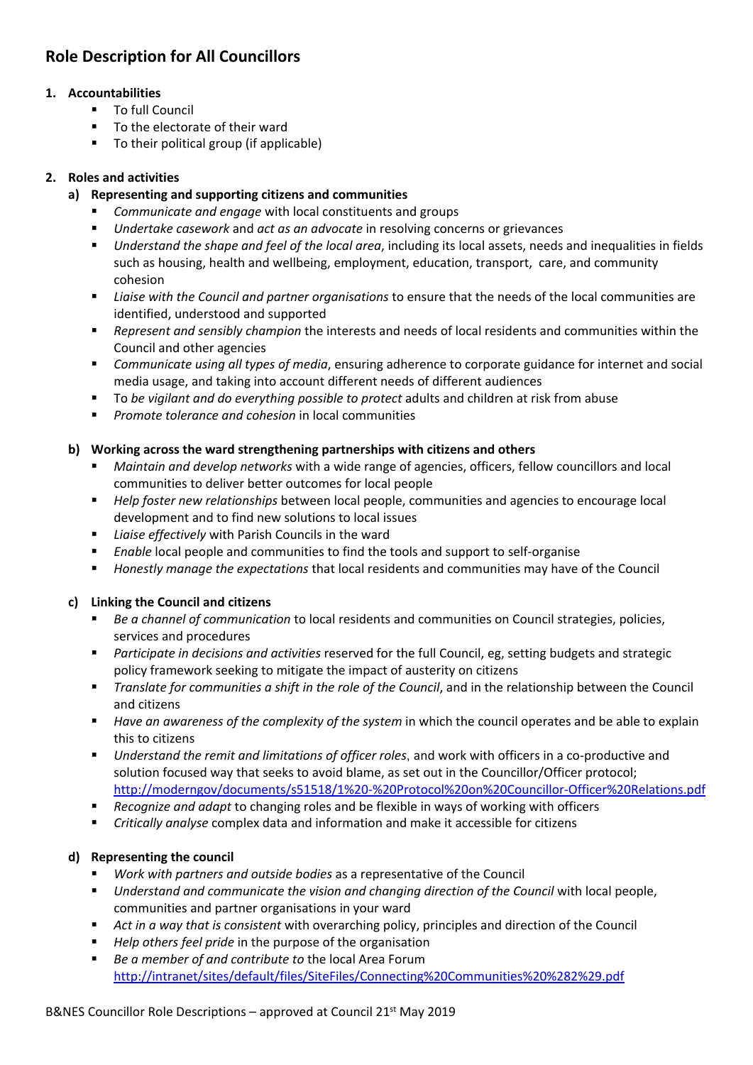## Role Description for All Councillors

1. **Accountabilities**
   - To full Council
   - To the electorate of their ward
   - To their political group (if applicable)

2. **Roles and activities**

   a) **Representing and supporting citizens and communities**
   - *Communicate and engage* with local constituents and groups
   - *Undertake casework* and *act as an advocate* in resolving concerns or grievances
   - *Understand the shape and feel of the local area*, including its local assets, needs and inequalities in fields such as housing, health and wellbeing, employment, education, transport, care, and community cohesion
   - *Liaise with the Council and partner organisations* to ensure that the needs of the local communities are identified, understood and supported
   - *Represent and sensibly champion* the interests and needs of local residents and communities within the Council and other agencies
   - *Communicate using all types of media*, ensuring adherence to corporate guidance for internet and social media usage, and taking into account different needs of different audiences
   - To *be vigilant and do everything possible to protect* adults and children at risk from abuse
   - *Promote tolerance and cohesion* in local communities

   b) **Working across the ward strengthening partnerships with citizens and others**
   - *Maintain and develop networks* with a wide range of agencies, officers, fellow councillors and local communities to deliver better outcomes for local people
   - *Help foster new relationships* between local people, communities and agencies to encourage local development and to find new solutions to local issues
   - *Liaise effectively* with Parish Councils in the ward
   - *Enable* local people and communities to find the tools and support to self-organise
   - *Honestly manage the expectations* that local residents and communities may have of the Council

   c) **Linking the Council and citizens**
   - *Be a channel of communication* to local residents and communities on Council strategies, policies, services and procedures
   - *Participate in decisions and activities* reserved for the full Council, eg, setting budgets and strategic policy framework seeking to mitigate the impact of austerity on citizens
   - *Translate for communities a shift in the role of the Council*, and in the relationship between the Council and citizens
   - *Have an awareness of the complexity of the system* in which the council operates and be able to explain this to citizens
   - *Understand the remit and limitations of officer roles*, and work with officers in a co-productive and solution focused way that seeks to avoid blame, as set out in the Councillor/Officer protocol; http://moderngov/documents/s51518/1%20-%20Protocol%20on%20Councillor-Officer%20Relations.pdf
   - *Recognize and adapt* to changing roles and be flexible in ways of working with officers
   - *Critically analyse* complex data and information and make it accessible for citizens

   d) **Representing the council**
   - *Work with partners and outside bodies* as a representative of the Council
   - *Understand and communicate the vision and changing direction of the Council* with local people, communities and partner organisations in your ward
   - *Act in a way that is consistent* with overarching policy, principles and direction of the Council
   - *Help others feel pride* in the purpose of the organisation
   - *Be a member of and contribute to* the local Area Forum http://intranet/sites/default/files/SiteFiles/Connecting%20Communities%20%282%29.pdf

B&NES Councillor Role Descriptions – approved at Council 21st May 2019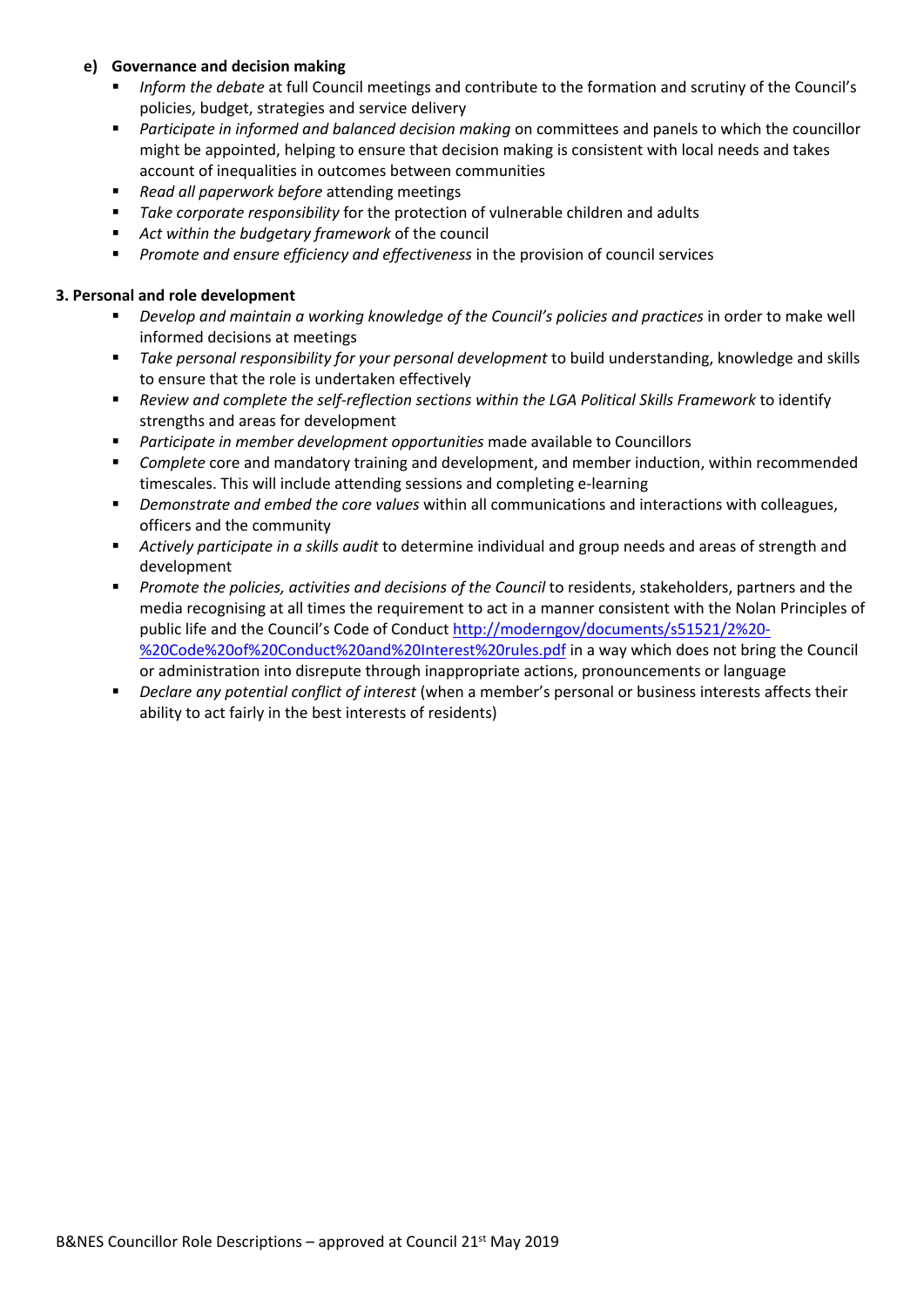#### e) Governance and decision making

- *Inform the debate* at full Council meetings and contribute to the formation and scrutiny of the Council's policies, budget, strategies and service delivery
- *Participate in informed and balanced decision making* on committees and panels to which the councillor might be appointed, helping to ensure that decision making is consistent with local needs and takes account of inequalities in outcomes between communities
- *Read all paperwork before* attending meetings
- *Take corporate responsibility* for the protection of vulnerable children and adults
- *Act within the budgetary framework* of the council
- *Promote and ensure efficiency and effectiveness* in the provision of council services

### 3. Personal and role development

- *Develop and maintain a working knowledge of the Council's policies and practices* in order to make well informed decisions at meetings
- *Take personal responsibility for your personal development* to build understanding, knowledge and skills to ensure that the role is undertaken effectively
- *Review and complete the self-reflection sections within the LGA Political Skills Framework* to identify strengths and areas for development
- *Participate in member development opportunities* made available to Councillors
- *Complete* core and mandatory training and development, and member induction, within recommended timescales. This will include attending sessions and completing e-learning
- *Demonstrate and embed the core values* within all communications and interactions with colleagues, officers and the community
- *Actively participate in a skills audit* to determine individual and group needs and areas of strength and development
- *Promote the policies, activities and decisions of the Council* to residents, stakeholders, partners and the media recognising at all times the requirement to act in a manner consistent with the Nolan Principles of public life and the Council's Code of Conduct [http://moderngov/documents/s51521/2%20-%20Code%20of%20Conduct%20and%20Interest%20rules.pdf](http://moderngov/documents/s51521/2%20-%20Code%20of%20Conduct%20and%20Interest%20rules.pdf) in a way which does not bring the Council or administration into disrepute through inappropriate actions, pronouncements or language
- *Declare any potential conflict of interest* (when a member's personal or business interests affects their ability to act fairly in the best interests of residents)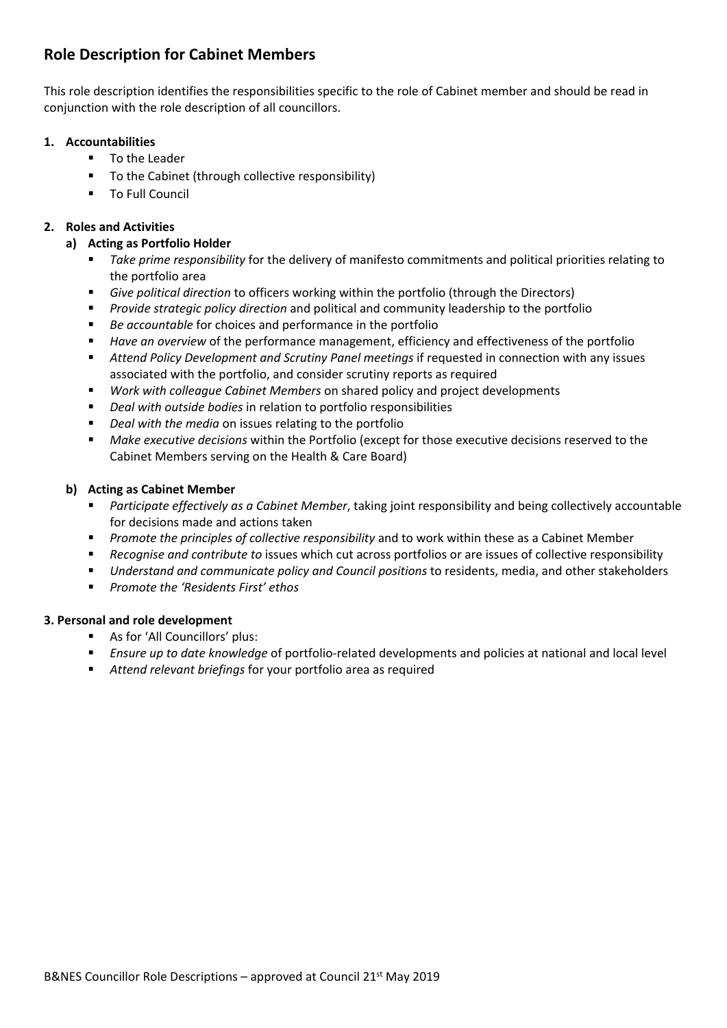## Role Description for Cabinet Members

This role description identifies the responsibilities specific to the role of Cabinet member and should be read in conjunction with the role description of all councillors.

**1. Accountabilities**

- To the Leader
- To the Cabinet (through collective responsibility)
- To Full Council

**2. Roles and Activities**

**a) Acting as Portfolio Holder**

- *Take prime responsibility* for the delivery of manifesto commitments and political priorities relating to the portfolio area
- *Give political direction* to officers working within the portfolio (through the Directors)
- *Provide strategic policy direction* and political and community leadership to the portfolio
- *Be accountable* for choices and performance in the portfolio
- *Have an overview* of the performance management, efficiency and effectiveness of the portfolio
- *Attend Policy Development and Scrutiny Panel meetings* if requested in connection with any issues associated with the portfolio, and consider scrutiny reports as required
- *Work with colleague Cabinet Members* on shared policy and project developments
- *Deal with outside bodies* in relation to portfolio responsibilities
- *Deal with the media* on issues relating to the portfolio
- *Make executive decisions* within the Portfolio (except for those executive decisions reserved to the Cabinet Members serving on the Health & Care Board)

**b) Acting as Cabinet Member**

- *Participate effectively as a Cabinet Member*, taking joint responsibility and being collectively accountable for decisions made and actions taken
- *Promote the principles of collective responsibility* and to work within these as a Cabinet Member
- *Recognise and contribute to* issues which cut across portfolios or are issues of collective responsibility
- *Understand and communicate policy and Council positions* to residents, media, and other stakeholders
- *Promote the 'Residents First' ethos*

**3. Personal and role development**

- As for 'All Councillors' plus:
- *Ensure up to date knowledge* of portfolio-related developments and policies at national and local level
- *Attend relevant briefings* for your portfolio area as required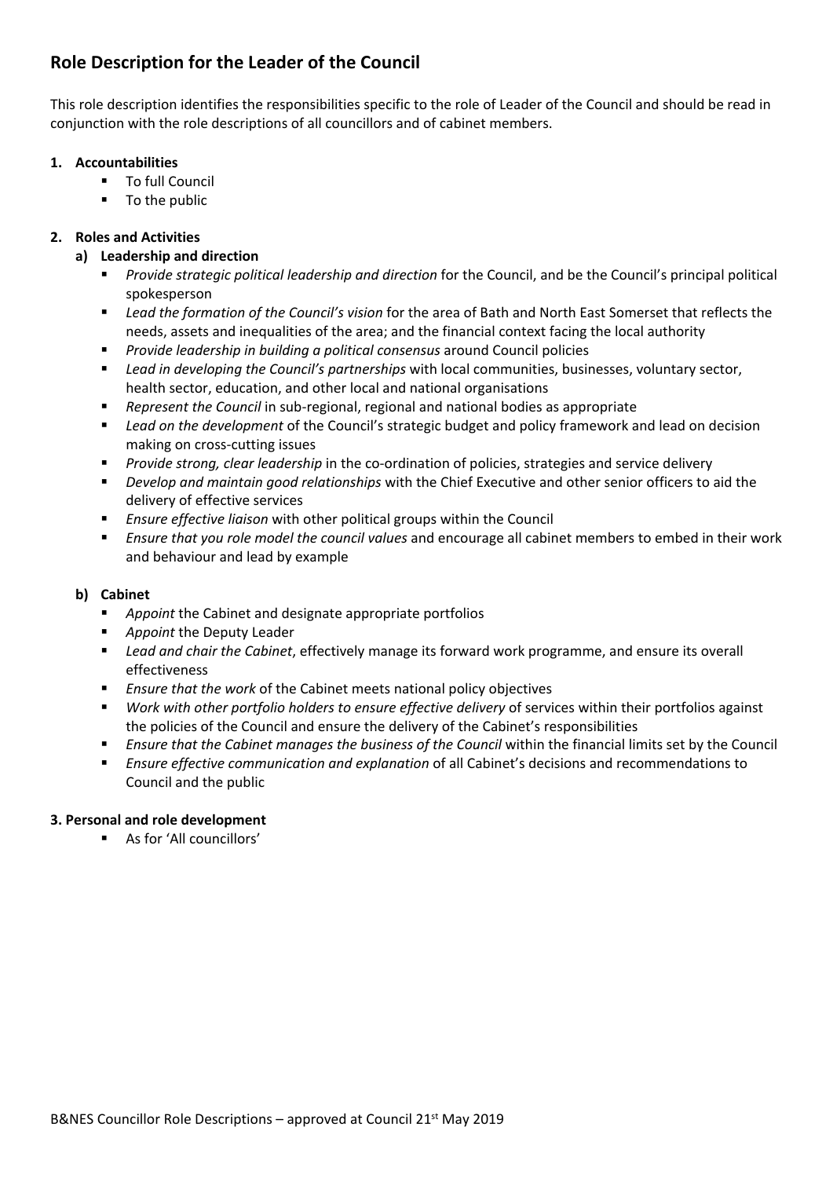## Role Description for the Leader of the Council

This role description identifies the responsibilities specific to the role of Leader of the Council and should be read in conjunction with the role descriptions of all councillors and of cabinet members.

**1. Accountabilities**

- To full Council
- To the public

**2. Roles and Activities**

**a) Leadership and direction**

- *Provide strategic political leadership and direction* for the Council, and be the Council's principal political spokesperson
- *Lead the formation of the Council's vision* for the area of Bath and North East Somerset that reflects the needs, assets and inequalities of the area; and the financial context facing the local authority
- *Provide leadership in building a political consensus* around Council policies
- *Lead in developing the Council's partnerships* with local communities, businesses, voluntary sector, health sector, education, and other local and national organisations
- *Represent the Council* in sub-regional, regional and national bodies as appropriate
- *Lead on the development* of the Council's strategic budget and policy framework and lead on decision making on cross-cutting issues
- *Provide strong, clear leadership* in the co-ordination of policies, strategies and service delivery
- *Develop and maintain good relationships* with the Chief Executive and other senior officers to aid the delivery of effective services
- *Ensure effective liaison* with other political groups within the Council
- *Ensure that you role model the council values* and encourage all cabinet members to embed in their work and behaviour and lead by example

**b) Cabinet**

- *Appoint* the Cabinet and designate appropriate portfolios
- *Appoint* the Deputy Leader
- *Lead and chair the Cabinet*, effectively manage its forward work programme, and ensure its overall effectiveness
- *Ensure that the work* of the Cabinet meets national policy objectives
- *Work with other portfolio holders to ensure effective delivery* of services within their portfolios against the policies of the Council and ensure the delivery of the Cabinet's responsibilities
- *Ensure that the Cabinet manages the business of the Council* within the financial limits set by the Council
- *Ensure effective communication and explanation* of all Cabinet's decisions and recommendations to Council and the public

**3. Personal and role development**

- As for 'All councillors'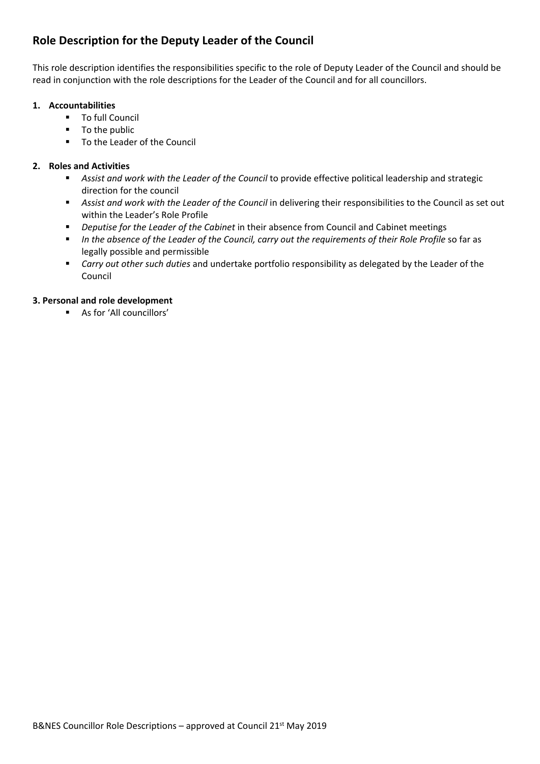## Role Description for the Deputy Leader of the Council

This role description identifies the responsibilities specific to the role of Deputy Leader of the Council and should be read in conjunction with the role descriptions for the Leader of the Council and for all councillors.

**1. Accountabilities**

- To full Council
- To the public
- To the Leader of the Council

**2. Roles and Activities**

- *Assist and work with the Leader of the Council* to provide effective political leadership and strategic direction for the council
- *Assist and work with the Leader of the Council* in delivering their responsibilities to the Council as set out within the Leader's Role Profile
- *Deputise for the Leader of the Cabinet* in their absence from Council and Cabinet meetings
- *In the absence of the Leader of the Council, carry out the requirements of their Role Profile* so far as legally possible and permissible
- *Carry out other such duties* and undertake portfolio responsibility as delegated by the Leader of the Council

**3. Personal and role development**

- As for 'All councillors'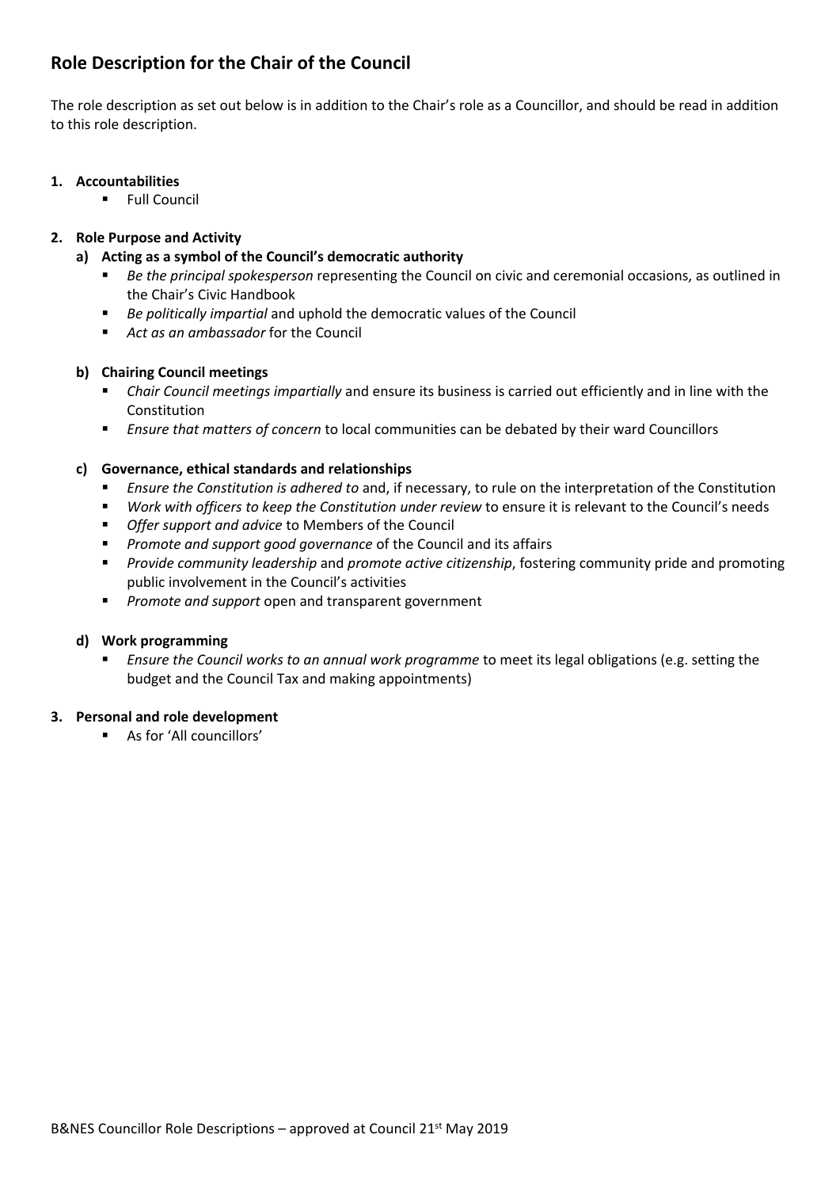## Role Description for the Chair of the Council

The role description as set out below is in addition to the Chair's role as a Councillor, and should be read in addition to this role description.

1. **Accountabilities**
   - Full Council

2. **Role Purpose and Activity**

   a) **Acting as a symbol of the Council's democratic authority**
      - *Be the principal spokesperson* representing the Council on civic and ceremonial occasions, as outlined in the Chair's Civic Handbook
      - *Be politically impartial* and uphold the democratic values of the Council
      - *Act as an ambassador* for the Council

   b) **Chairing Council meetings**
      - *Chair Council meetings impartially* and ensure its business is carried out efficiently and in line with the Constitution
      - *Ensure that matters of concern* to local communities can be debated by their ward Councillors

   c) **Governance, ethical standards and relationships**
      - *Ensure the Constitution is adhered to* and, if necessary, to rule on the interpretation of the Constitution
      - *Work with officers to keep the Constitution under review* to ensure it is relevant to the Council's needs
      - *Offer support and advice* to Members of the Council
      - *Promote and support good governance* of the Council and its affairs
      - *Provide community leadership* and *promote active citizenship*, fostering community pride and promoting public involvement in the Council's activities
      - *Promote and support* open and transparent government

   d) **Work programming**
      - *Ensure the Council works to an annual work programme* to meet its legal obligations (e.g. setting the budget and the Council Tax and making appointments)

3. **Personal and role development**
   - As for 'All councillors'

B&NES Councillor Role Descriptions – approved at Council 21st May 2019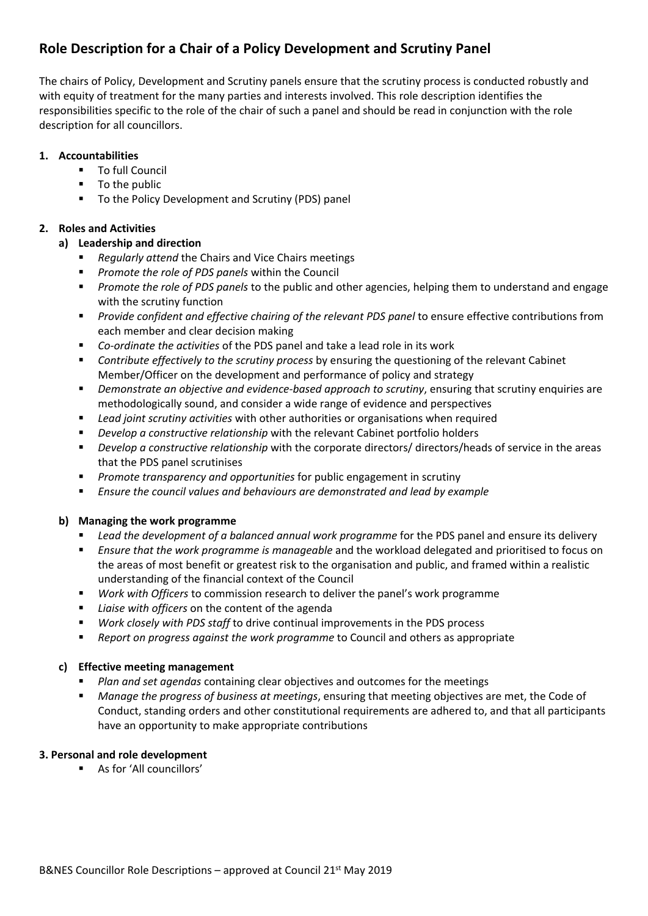## Role Description for a Chair of a Policy Development and Scrutiny Panel

The chairs of Policy, Development and Scrutiny panels ensure that the scrutiny process is conducted robustly and with equity of treatment for the many parties and interests involved. This role description identifies the responsibilities specific to the role of the chair of such a panel and should be read in conjunction with the role description for all councillors.

### 1. Accountabilities

- To full Council
- To the public
- To the Policy Development and Scrutiny (PDS) panel

### 2. Roles and Activities

#### a) Leadership and direction

- *Regularly attend* the Chairs and Vice Chairs meetings
- *Promote the role of PDS panels* within the Council
- *Promote the role of PDS panels* to the public and other agencies, helping them to understand and engage with the scrutiny function
- *Provide confident and effective chairing of the relevant PDS panel* to ensure effective contributions from each member and clear decision making
- *Co-ordinate the activities* of the PDS panel and take a lead role in its work
- *Contribute effectively to the scrutiny process* by ensuring the questioning of the relevant Cabinet Member/Officer on the development and performance of policy and strategy
- *Demonstrate an objective and evidence-based approach to scrutiny*, ensuring that scrutiny enquiries are methodologically sound, and consider a wide range of evidence and perspectives
- *Lead joint scrutiny activities* with other authorities or organisations when required
- *Develop a constructive relationship* with the relevant Cabinet portfolio holders
- *Develop a constructive relationship* with the corporate directors/ directors/heads of service in the areas that the PDS panel scrutinises
- *Promote transparency and opportunities* for public engagement in scrutiny
- *Ensure the council values and behaviours are demonstrated and lead by example*

#### b) Managing the work programme

- *Lead the development of a balanced annual work programme* for the PDS panel and ensure its delivery
- *Ensure that the work programme is manageable* and the workload delegated and prioritised to focus on the areas of most benefit or greatest risk to the organisation and public, and framed within a realistic understanding of the financial context of the Council
- *Work with Officers* to commission research to deliver the panel's work programme
- *Liaise with officers* on the content of the agenda
- *Work closely with PDS staff* to drive continual improvements in the PDS process
- *Report on progress against the work programme* to Council and others as appropriate

#### c) Effective meeting management

- *Plan and set agendas* containing clear objectives and outcomes for the meetings
- *Manage the progress of business at meetings*, ensuring that meeting objectives are met, the Code of Conduct, standing orders and other constitutional requirements are adhered to, and that all participants have an opportunity to make appropriate contributions

### 3. Personal and role development

- As for 'All councillors'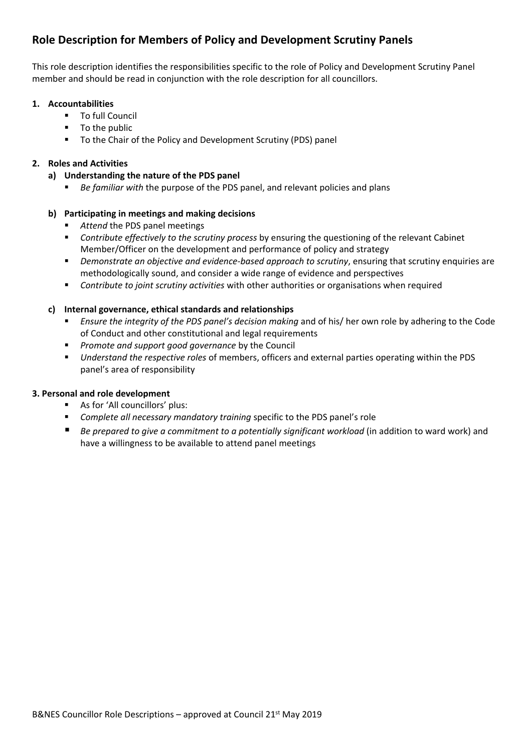## Role Description for Members of Policy and Development Scrutiny Panels

This role description identifies the responsibilities specific to the role of Policy and Development Scrutiny Panel member and should be read in conjunction with the role description for all councillors.

**1. Accountabilities**

- To full Council
- To the public
- To the Chair of the Policy and Development Scrutiny (PDS) panel

**2. Roles and Activities**

**a) Understanding the nature of the PDS panel**

- *Be familiar with* the purpose of the PDS panel, and relevant policies and plans

**b) Participating in meetings and making decisions**

- *Attend* the PDS panel meetings
- *Contribute effectively to the scrutiny process* by ensuring the questioning of the relevant Cabinet Member/Officer on the development and performance of policy and strategy
- *Demonstrate an objective and evidence-based approach to scrutiny*, ensuring that scrutiny enquiries are methodologically sound, and consider a wide range of evidence and perspectives
- *Contribute to joint scrutiny activities* with other authorities or organisations when required

**c) Internal governance, ethical standards and relationships**

- *Ensure the integrity of the PDS panel's decision making* and of his/ her own role by adhering to the Code of Conduct and other constitutional and legal requirements
- *Promote and support good governance* by the Council
- *Understand the respective roles* of members, officers and external parties operating within the PDS panel's area of responsibility

**3. Personal and role development**

- As for 'All councillors' plus:
- *Complete all necessary mandatory training* specific to the PDS panel's role
- *Be prepared to give a commitment to a potentially significant workload* (in addition to ward work) and have a willingness to be available to attend panel meetings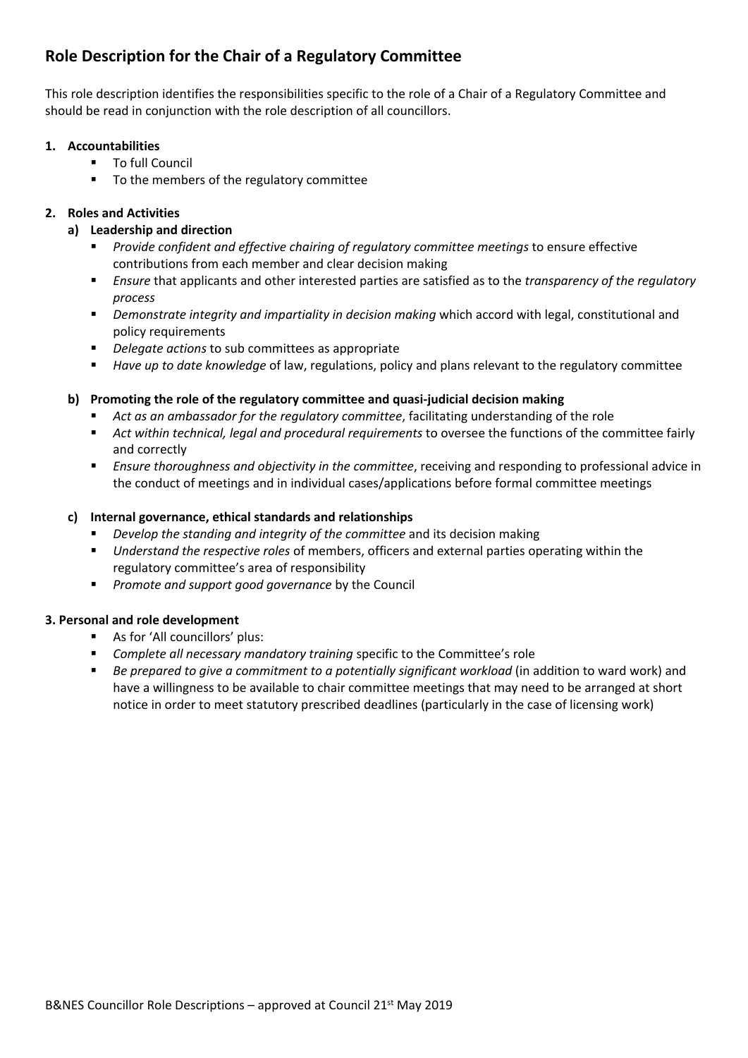## Role Description for the Chair of a Regulatory Committee

This role description identifies the responsibilities specific to the role of a Chair of a Regulatory Committee and should be read in conjunction with the role description of all councillors.

### 1. Accountabilities

- To full Council
- To the members of the regulatory committee

### 2. Roles and Activities

#### a) Leadership and direction

- *Provide confident and effective chairing of regulatory committee meetings* to ensure effective contributions from each member and clear decision making
- *Ensure* that applicants and other interested parties are satisfied as to the *transparency of the regulatory process*
- *Demonstrate integrity and impartiality in decision making* which accord with legal, constitutional and policy requirements
- *Delegate actions* to sub committees as appropriate
- *Have up to date knowledge* of law, regulations, policy and plans relevant to the regulatory committee

#### b) Promoting the role of the regulatory committee and quasi-judicial decision making

- *Act as an ambassador for the regulatory committee*, facilitating understanding of the role
- *Act within technical, legal and procedural requirements* to oversee the functions of the committee fairly and correctly
- *Ensure thoroughness and objectivity in the committee*, receiving and responding to professional advice in the conduct of meetings and in individual cases/applications before formal committee meetings

#### c) Internal governance, ethical standards and relationships

- *Develop the standing and integrity of the committee* and its decision making
- *Understand the respective roles* of members, officers and external parties operating within the regulatory committee's area of responsibility
- *Promote and support good governance* by the Council

### 3. Personal and role development

- As for 'All councillors' plus:
- *Complete all necessary mandatory training* specific to the Committee's role
- *Be prepared to give a commitment to a potentially significant workload* (in addition to ward work) and have a willingness to be available to chair committee meetings that may need to be arranged at short notice in order to meet statutory prescribed deadlines (particularly in the case of licensing work)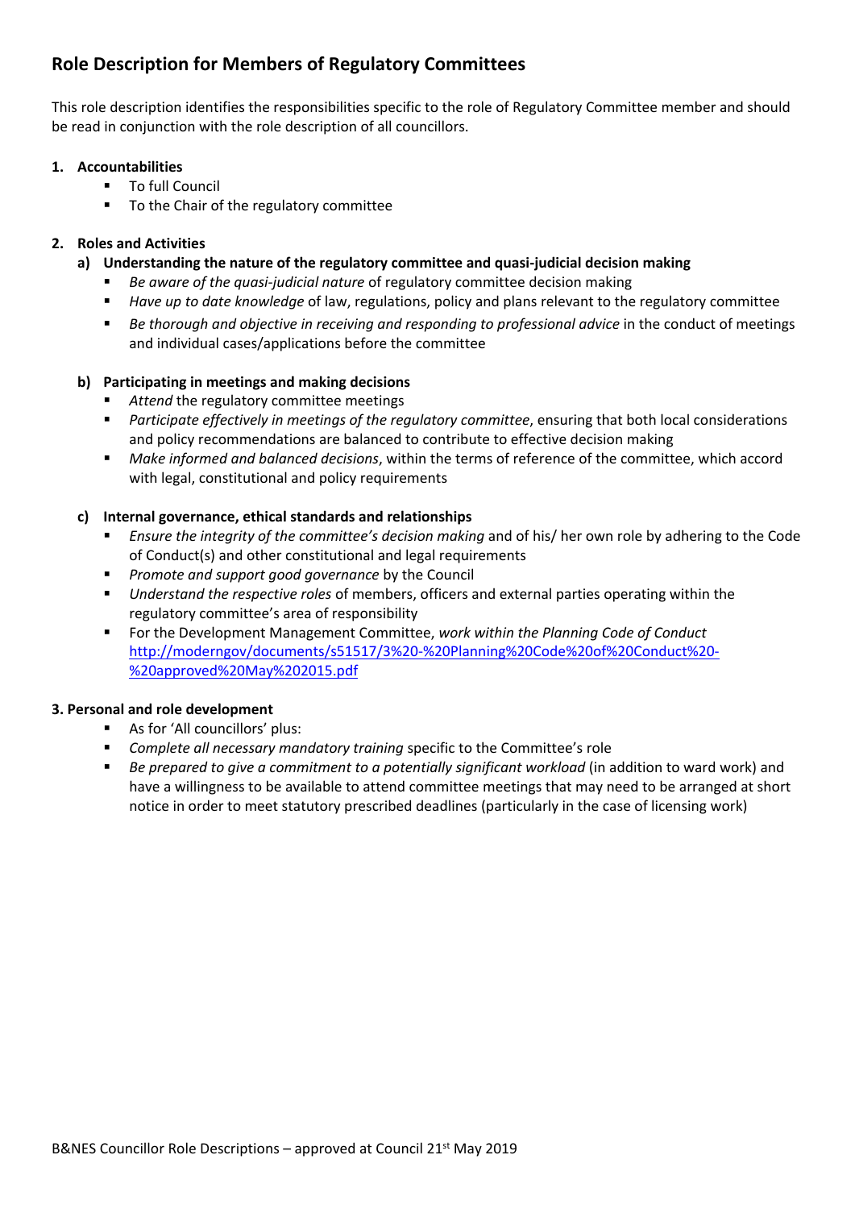## Role Description for Members of Regulatory Committees

This role description identifies the responsibilities specific to the role of Regulatory Committee member and should be read in conjunction with the role description of all councillors.

1. **Accountabilities**
   - To full Council
   - To the Chair of the regulatory committee

2. **Roles and Activities**
   a) **Understanding the nature of the regulatory committee and quasi-judicial decision making**
      - *Be aware of the quasi-judicial nature* of regulatory committee decision making
      - *Have up to date knowledge* of law, regulations, policy and plans relevant to the regulatory committee
      - *Be thorough and objective in receiving and responding to professional advice* in the conduct of meetings and individual cases/applications before the committee

   b) **Participating in meetings and making decisions**
      - *Attend* the regulatory committee meetings
      - *Participate effectively in meetings of the regulatory committee*, ensuring that both local considerations and policy recommendations are balanced to contribute to effective decision making
      - *Make informed and balanced decisions*, within the terms of reference of the committee, which accord with legal, constitutional and policy requirements

   c) **Internal governance, ethical standards and relationships**
      - *Ensure the integrity of the committee's decision making* and of his/ her own role by adhering to the Code of Conduct(s) and other constitutional and legal requirements
      - *Promote and support good governance* by the Council
      - *Understand the respective roles* of members, officers and external parties operating within the regulatory committee's area of responsibility
      - For the Development Management Committee, *work within the Planning Code of Conduct* [http://moderngov/documents/s51517/3%20-%20Planning%20Code%20of%20Conduct%20-%20approved%20May%202015.pdf](http://moderngov/documents/s51517/3%20-%20Planning%20Code%20of%20Conduct%20-%20approved%20May%202015.pdf)

**3. Personal and role development**
   - As for 'All councillors' plus:
   - *Complete all necessary mandatory training* specific to the Committee's role
   - *Be prepared to give a commitment to a potentially significant workload* (in addition to ward work) and have a willingness to be available to attend committee meetings that may need to be arranged at short notice in order to meet statutory prescribed deadlines (particularly in the case of licensing work)